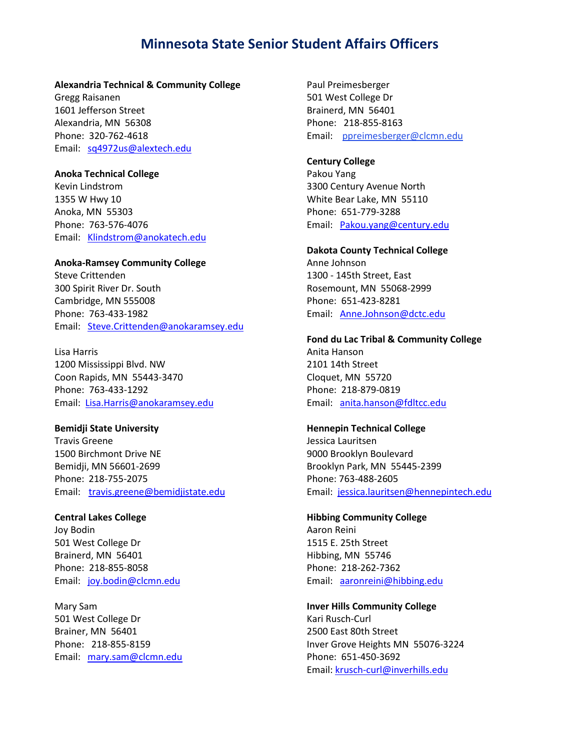# Minnesota State Senior Student Affairs Officers

**Alexandria Technical & Community College**
Gregg Raisanen
1601 Jefferson Street
Alexandria, MN 56308
Phone: 320-762-4618
Email: sq4972us@alextech.edu

**Anoka Technical College**
Kevin Lindstrom
1355 W Hwy 10
Anoka, MN 55303
Phone: 763-576-4076
Email: Klindstrom@anokatech.edu

**Anoka-Ramsey Community College**
Steve Crittenden
300 Spirit River Dr. South
Cambridge, MN 555008
Phone: 763-433-1982
Email: Steve.Crittenden@anokaramsey.edu

Lisa Harris
1200 Mississippi Blvd. NW
Coon Rapids, MN 55443-3470
Phone: 763-433-1292
Email: Lisa.Harris@anokaramsey.edu

**Bemidji State University**
Travis Greene
1500 Birchmont Drive NE
Bemidji, MN 56601-2699
Phone: 218-755-2075
Email: travis.greene@bemidjistate.edu

**Central Lakes College**
Joy Bodin
501 West College Dr
Brainerd, MN 56401
Phone: 218-855-8058
Email: joy.bodin@clcmn.edu

Mary Sam
501 West College Dr
Brainer, MN 56401
Phone: 218-855-8159
Email: mary.sam@clcmn.edu

Paul Preimesberger
501 West College Dr
Brainerd, MN 56401
Phone: 218-855-8163
Email: ppreimesberger@clcmn.edu

**Century College**
Pakou Yang
3300 Century Avenue North
White Bear Lake, MN 55110
Phone: 651-779-3288
Email: Pakou.yang@century.edu

**Dakota County Technical College**
Anne Johnson
1300 - 145th Street, East
Rosemount, MN 55068-2999
Phone: 651-423-8281
Email: Anne.Johnson@dctc.edu

**Fond du Lac Tribal & Community College**
Anita Hanson
2101 14th Street
Cloquet, MN 55720
Phone: 218-879-0819
Email: anita.hanson@fdltcc.edu

**Hennepin Technical College**
Jessica Lauritsen
9000 Brooklyn Boulevard
Brooklyn Park, MN 55445-2399
Phone: 763-488-2605
Email: jessica.lauritsen@hennepintech.edu

**Hibbing Community College**
Aaron Reini
1515 E. 25th Street
Hibbing, MN 55746
Phone: 218-262-7362
Email: aaronreini@hibbing.edu

**Inver Hills Community College**
Kari Rusch-Curl
2500 East 80th Street
Inver Grove Heights MN 55076-3224
Phone: 651-450-3692
Email: krusch-curl@inverhills.edu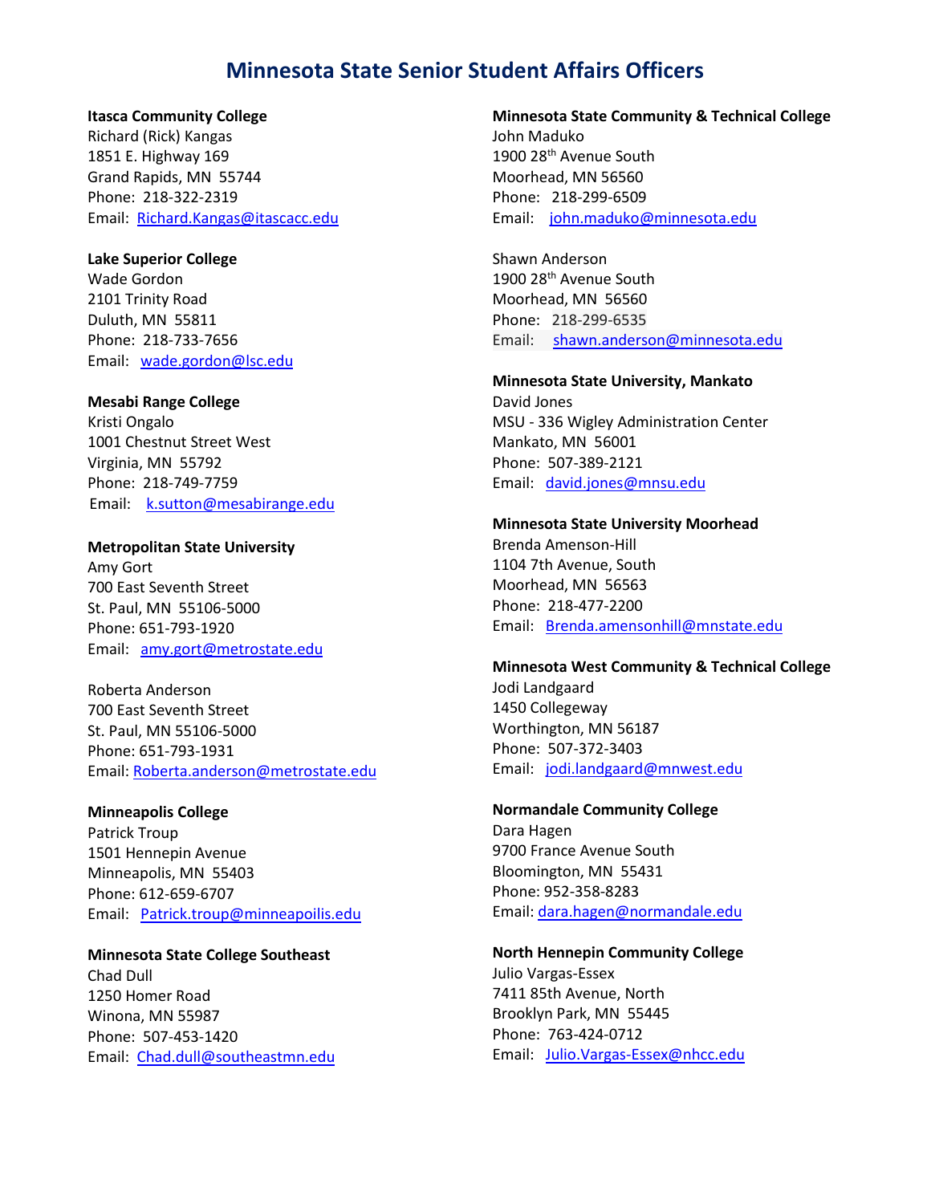# Minnesota State Senior Student Affairs Officers

**Itasca Community College**
Richard (Rick) Kangas
1851 E. Highway 169
Grand Rapids, MN 55744
Phone: 218-322-2319
Email: Richard.Kangas@itascacc.edu

**Lake Superior College**
Wade Gordon
2101 Trinity Road
Duluth, MN 55811
Phone: 218-733-7656
Email: wade.gordon@lsc.edu

**Mesabi Range College**
Kristi Ongalo
1001 Chestnut Street West
Virginia, MN 55792
Phone: 218-749-7759
Email: k.sutton@mesabirange.edu

**Metropolitan State University**
Amy Gort
700 East Seventh Street
St. Paul, MN 55106-5000
Phone: 651-793-1920
Email: amy.gort@metrostate.edu

Roberta Anderson
700 East Seventh Street
St. Paul, MN 55106-5000
Phone: 651-793-1931
Email: Roberta.anderson@metrostate.edu

**Minneapolis College**
Patrick Troup
1501 Hennepin Avenue
Minneapolis, MN 55403
Phone: 612-659-6707
Email: Patrick.troup@minneapoilis.edu

**Minnesota State College Southeast**
Chad Dull
1250 Homer Road
Winona, MN 55987
Phone: 507-453-1420
Email: Chad.dull@southeastmn.edu

**Minnesota State Community & Technical College**
John Maduko
1900 28th Avenue South
Moorhead, MN 56560
Phone: 218-299-6509
Email: john.maduko@minnesota.edu

Shawn Anderson
1900 28th Avenue South
Moorhead, MN 56560
Phone: 218-299-6535
Email: shawn.anderson@minnesota.edu

**Minnesota State University, Mankato**
David Jones
MSU - 336 Wigley Administration Center
Mankato, MN 56001
Phone: 507-389-2121
Email: david.jones@mnsu.edu

**Minnesota State University Moorhead**
Brenda Amenson-Hill
1104 7th Avenue, South
Moorhead, MN 56563
Phone: 218-477-2200
Email: Brenda.amensonhill@mnstate.edu

**Minnesota West Community & Technical College**
Jodi Landgaard
1450 Collegeway
Worthington, MN 56187
Phone: 507-372-3403
Email: jodi.landgaard@mnwest.edu

**Normandale Community College**
Dara Hagen
9700 France Avenue South
Bloomington, MN 55431
Phone: 952-358-8283
Email: dara.hagen@normandale.edu

**North Hennepin Community College**
Julio Vargas-Essex
7411 85th Avenue, North
Brooklyn Park, MN 55445
Phone: 763-424-0712
Email: Julio.Vargas-Essex@nhcc.edu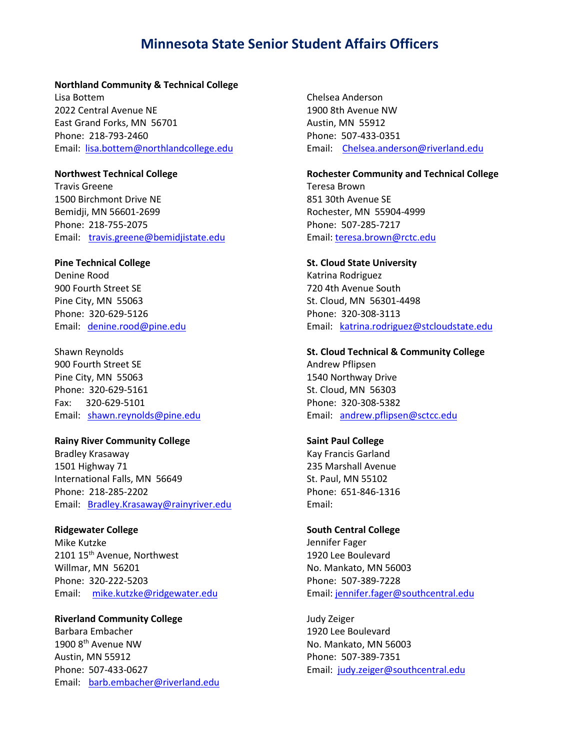# Minnesota State Senior Student Affairs Officers

**Northland Community & Technical College**
Lisa Bottem
2022 Central Avenue NE
East Grand Forks, MN 56701
Phone: 218-793-2460
Email: lisa.bottem@northlandcollege.edu

**Northwest Technical College**
Travis Greene
1500 Birchmont Drive NE
Bemidji, MN 56601-2699
Phone: 218-755-2075
Email: travis.greene@bemidjistate.edu

**Pine Technical College**
Denine Rood
900 Fourth Street SE
Pine City, MN 55063
Phone: 320-629-5126
Email: denine.rood@pine.edu

Shawn Reynolds
900 Fourth Street SE
Pine City, MN 55063
Phone: 320-629-5161
Fax: 320-629-5101
Email: shawn.reynolds@pine.edu

**Rainy River Community College**
Bradley Krasaway
1501 Highway 71
International Falls, MN 56649
Phone: 218-285-2202
Email: Bradley.Krasaway@rainyriver.edu

**Ridgewater College**
Mike Kutzke
2101 15th Avenue, Northwest
Willmar, MN 56201
Phone: 320-222-5203
Email: mike.kutzke@ridgewater.edu

**Riverland Community College**
Barbara Embacher
1900 8th Avenue NW
Austin, MN 55912
Phone: 507-433-0627
Email: barb.embacher@riverland.edu

Chelsea Anderson
1900 8th Avenue NW
Austin, MN 55912
Phone: 507-433-0351
Email: Chelsea.anderson@riverland.edu

**Rochester Community and Technical College**
Teresa Brown
851 30th Avenue SE
Rochester, MN 55904-4999
Phone: 507-285-7217
Email: teresa.brown@rctc.edu

**St. Cloud State University**
Katrina Rodriguez
720 4th Avenue South
St. Cloud, MN 56301-4498
Phone: 320-308-3113
Email: katrina.rodriguez@stcloudstate.edu

**St. Cloud Technical & Community College**
Andrew Pflipsen
1540 Northway Drive
St. Cloud, MN 56303
Phone: 320-308-5382
Email: andrew.pflipsen@sctcc.edu

**Saint Paul College**
Kay Francis Garland
235 Marshall Avenue
St. Paul, MN 55102
Phone: 651-846-1316
Email:

**South Central College**
Jennifer Fager
1920 Lee Boulevard
No. Mankato, MN 56003
Phone: 507-389-7228
Email: jennifer.fager@southcentral.edu

Judy Zeiger
1920 Lee Boulevard
No. Mankato, MN 56003
Phone: 507-389-7351
Email: judy.zeiger@southcentral.edu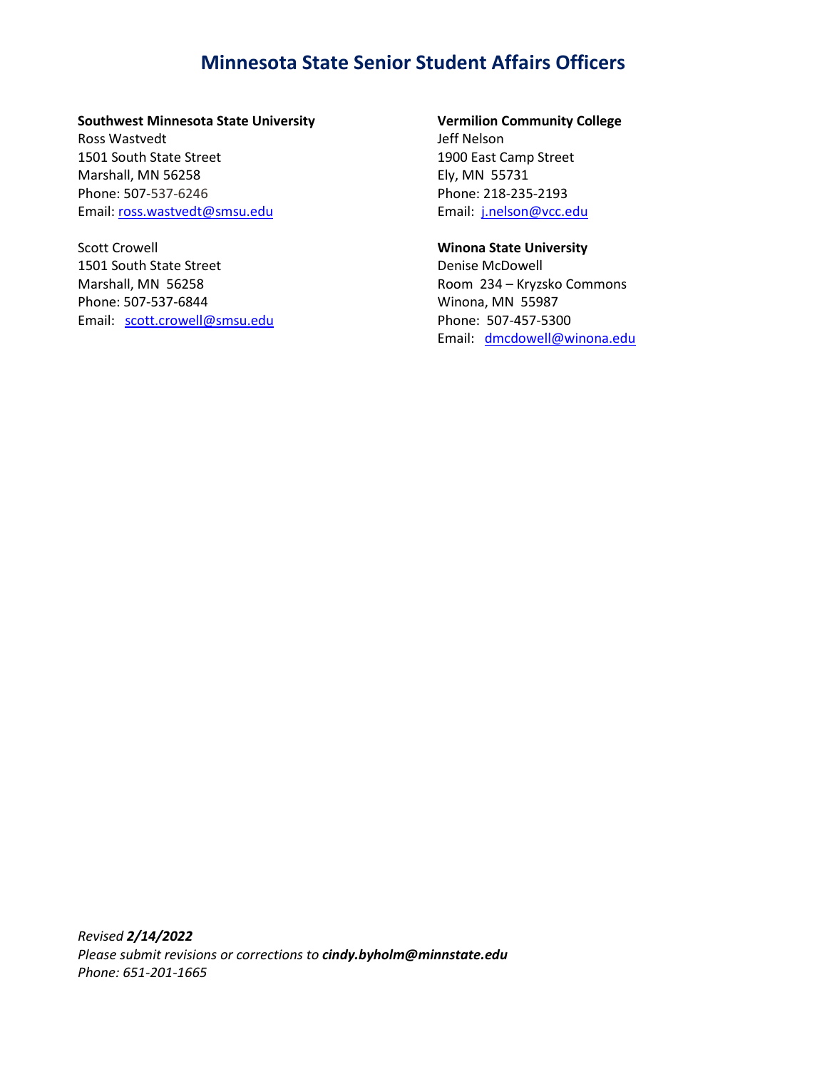# Minnesota State Senior Student Affairs Officers

**Southwest Minnesota State University**
Ross Wastvedt
1501 South State Street
Marshall, MN 56258
Phone: 507-537-6246
Email: ross.wastvedt@smsu.edu

Scott Crowell
1501 South State Street
Marshall, MN 56258
Phone: 507-537-6844
Email: scott.crowell@smsu.edu

**Vermilion Community College**
Jeff Nelson
1900 East Camp Street
Ely, MN 55731
Phone: 218-235-2193
Email: j.nelson@vcc.edu

**Winona State University**
Denise McDowell
Room 234 – Kryzsko Commons
Winona, MN 55987
Phone: 507-457-5300
Email: dmcdowell@winona.edu

*Revised **2/14/2022***
*Please submit revisions or corrections to **cindy.byholm@minnstate.edu***
*Phone: 651-201-1665*